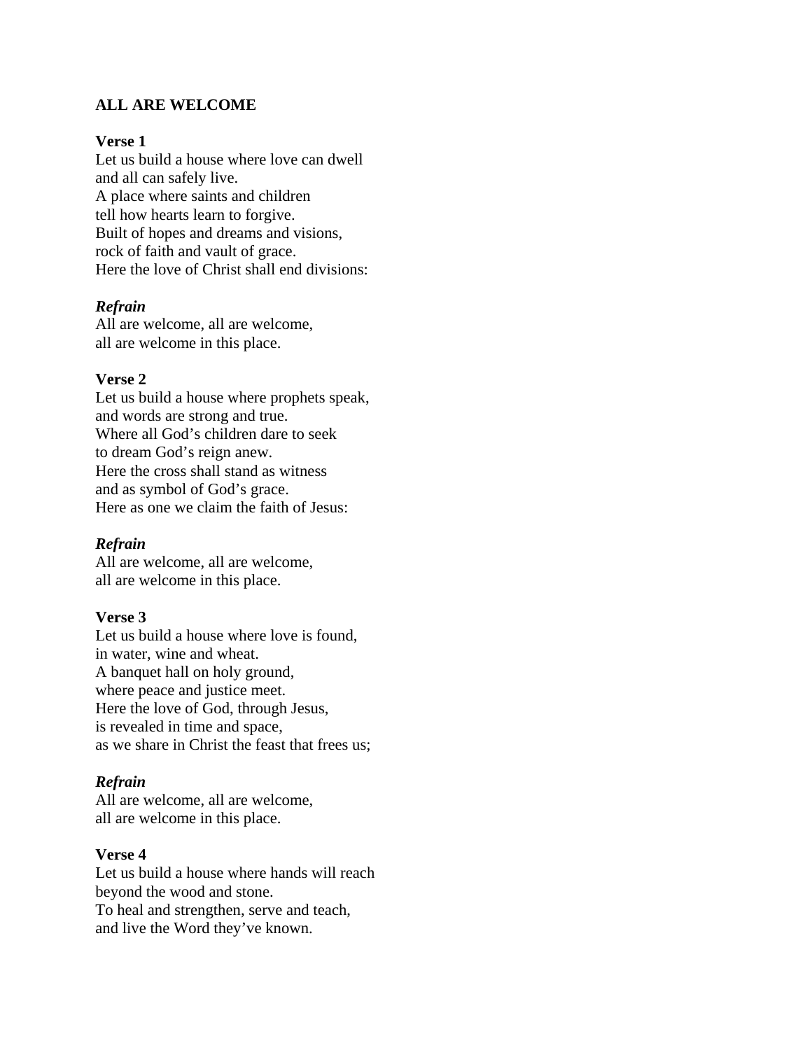**ALL ARE WELCOME**

**Verse 1**
Let us build a house where love can dwell
and all can safely live.
A place where saints and children
tell how hearts learn to forgive.
Built of hopes and dreams and visions,
rock of faith and vault of grace.
Here the love of Christ shall end divisions:

***Refrain***
All are welcome, all are welcome,
all are welcome in this place.

**Verse 2**
Let us build a house where prophets speak,
and words are strong and true.
Where all God's children dare to seek
to dream God's reign anew.
Here the cross shall stand as witness
and as symbol of God's grace.
Here as one we claim the faith of Jesus:

***Refrain***
All are welcome, all are welcome,
all are welcome in this place.

**Verse 3**
Let us build a house where love is found,
in water, wine and wheat.
A banquet hall on holy ground,
where peace and justice meet.
Here the love of God, through Jesus,
is revealed in time and space,
as we share in Christ the feast that frees us;

***Refrain***
All are welcome, all are welcome,
all are welcome in this place.

**Verse 4**
Let us build a house where hands will reach
beyond the wood and stone.
To heal and strengthen, serve and teach,
and live the Word they've known.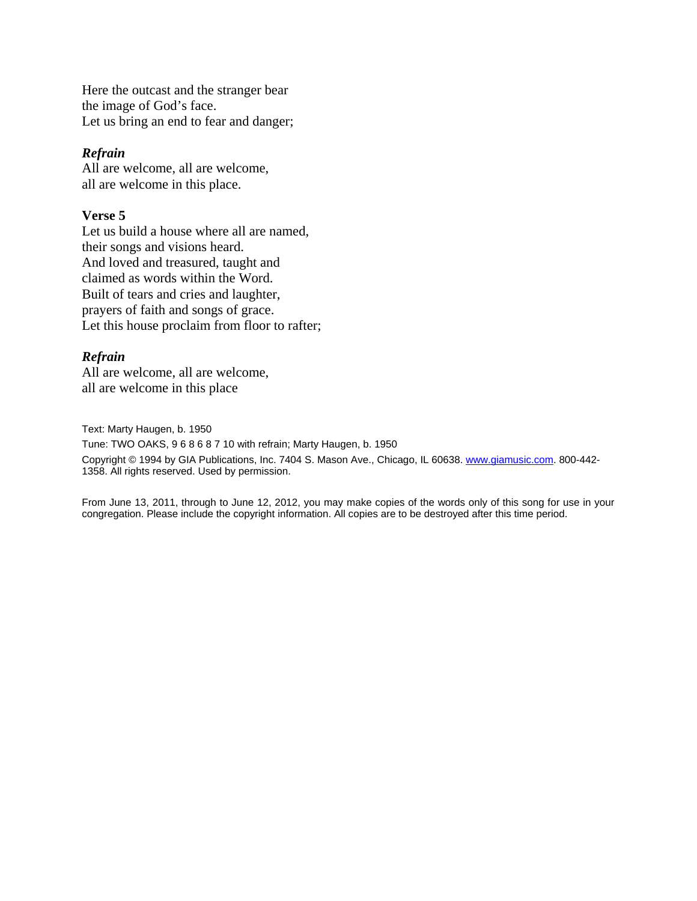Here the outcast and the stranger bear
the image of God's face.
Let us bring an end to fear and danger;

***Refrain***
All are welcome, all are welcome,
all are welcome in this place.

**Verse 5**
Let us build a house where all are named,
their songs and visions heard.
And loved and treasured, taught and
claimed as words within the Word.
Built of tears and cries and laughter,
prayers of faith and songs of grace.
Let this house proclaim from floor to rafter;

***Refrain***
All are welcome, all are welcome,
all are welcome in this place

Text: Marty Haugen, b. 1950
Tune: TWO OAKS, 9 6 8 6 8 7 10 with refrain; Marty Haugen, b. 1950
Copyright © 1994 by GIA Publications, Inc. 7404 S. Mason Ave., Chicago, IL 60638. www.giamusic.com. 800-442-1358. All rights reserved. Used by permission.

From June 13, 2011, through to June 12, 2012, you may make copies of the words only of this song for use in your congregation. Please include the copyright information. All copies are to be destroyed after this time period.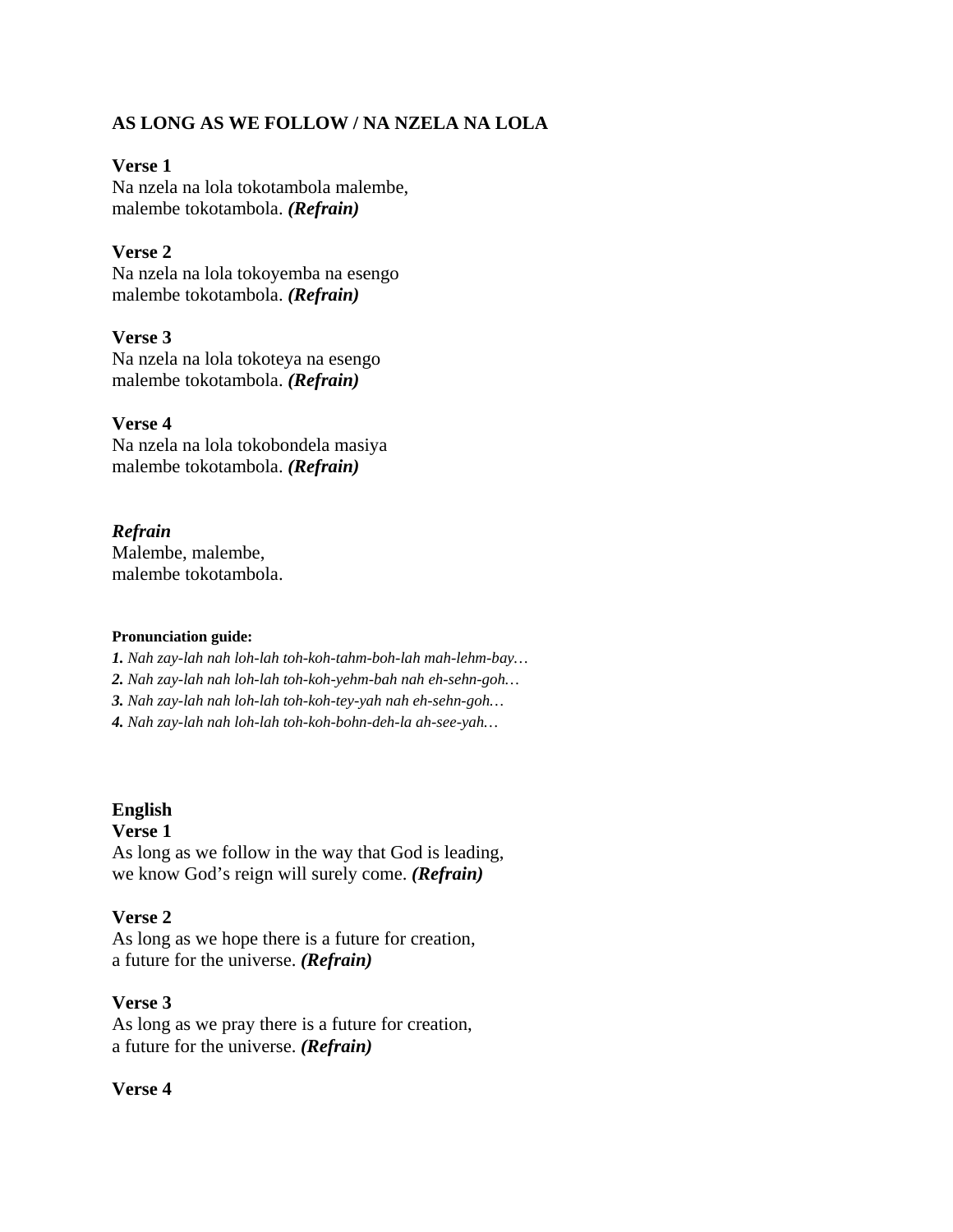**AS LONG AS WE FOLLOW / NA NZELA NA LOLA**

**Verse 1**
Na nzela na lola tokotambola malembe,
malembe tokotambola. ***(Refrain)***

**Verse 2**
Na nzela na lola tokoyemba na esengo
malembe tokotambola. ***(Refrain)***

**Verse 3**
Na nzela na lola tokoteya na esengo
malembe tokotambola. ***(Refrain)***

**Verse 4**
Na nzela na lola tokobondela masiya
malembe tokotambola. ***(Refrain)***

***Refrain***
Malembe, malembe,
malembe tokotambola.

**Pronunciation guide:**

***1.*** *Nah zay-lah nah loh-lah toh-koh-tahm-boh-lah mah-lehm-bay…*
***2.*** *Nah zay-lah nah loh-lah toh-koh-yehm-bah nah eh-sehn-goh…*
***3.*** *Nah zay-lah nah loh-lah toh-koh-tey-yah nah eh-sehn-goh…*
***4.*** *Nah zay-lah nah loh-lah toh-koh-bohn-deh-la ah-see-yah…*

**English**
**Verse 1**
As long as we follow in the way that God is leading,
we know God's reign will surely come. ***(Refrain)***

**Verse 2**
As long as we hope there is a future for creation,
a future for the universe. ***(Refrain)***

**Verse 3**
As long as we pray there is a future for creation,
a future for the universe. ***(Refrain)***

**Verse 4**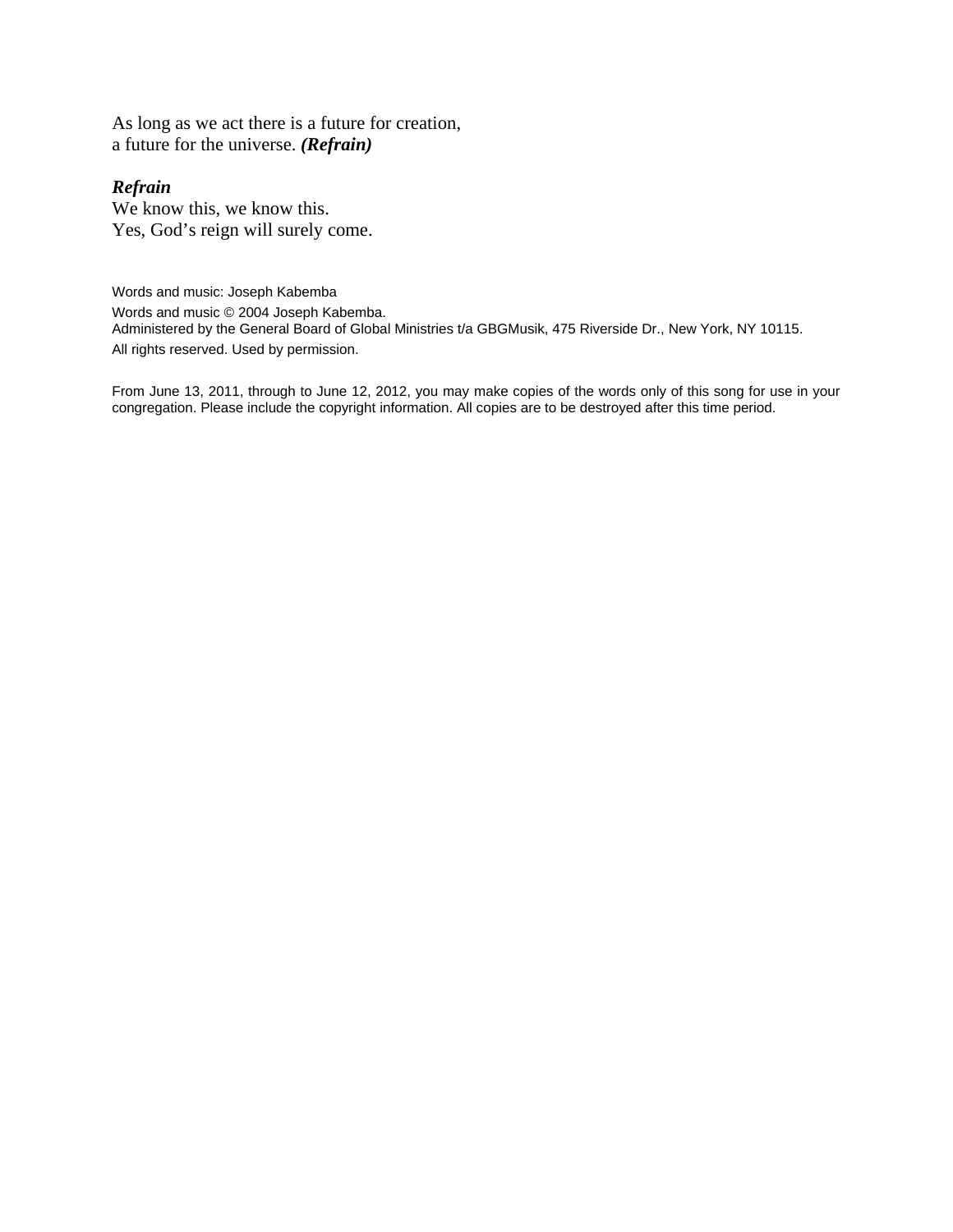As long as we act there is a future for creation,
a future for the universe. ***(Refrain)***

***Refrain***
We know this, we know this.
Yes, God's reign will surely come.

Words and music: Joseph Kabemba
Words and music © 2004 Joseph Kabemba.
Administered by the General Board of Global Ministries t/a GBGMusik, 475 Riverside Dr., New York, NY 10115.
All rights reserved. Used by permission.

From June 13, 2011, through to June 12, 2012, you may make copies of the words only of this song for use in your congregation. Please include the copyright information. All copies are to be destroyed after this time period.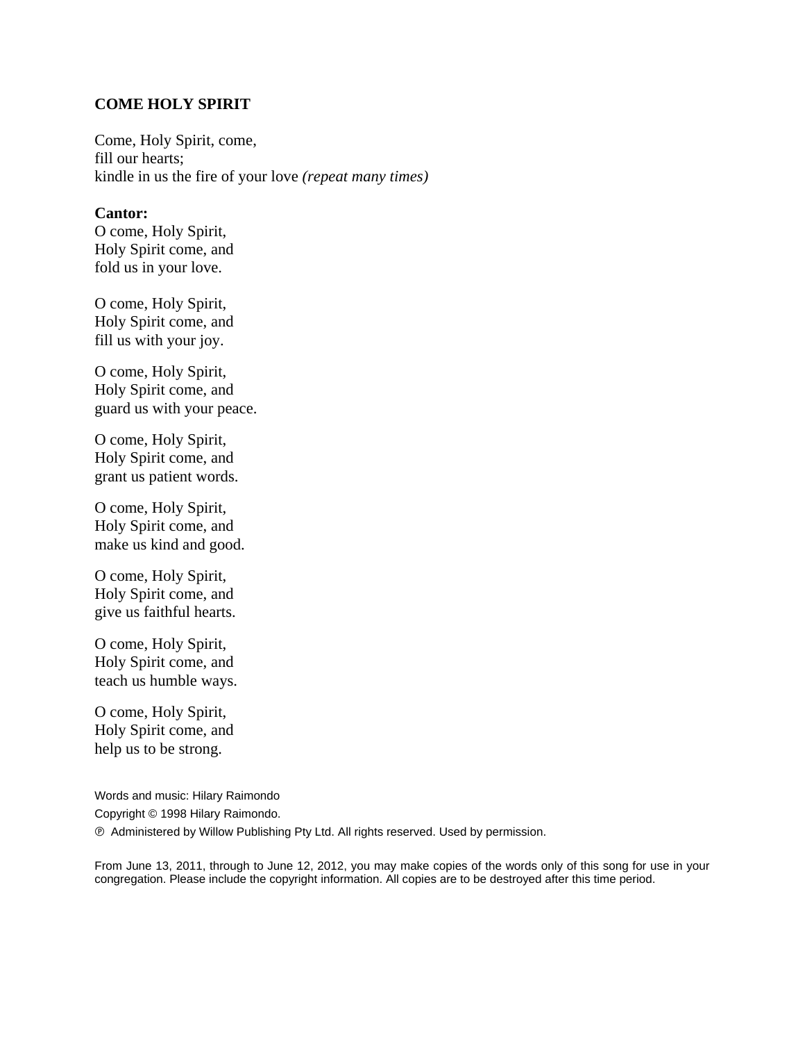## COME HOLY SPIRIT

Come, Holy Spirit, come,
fill our hearts;
kindle in us the fire of your love *(repeat many times)*

**Cantor:**
O come, Holy Spirit,
Holy Spirit come, and
fold us in your love.

O come, Holy Spirit,
Holy Spirit come, and
fill us with your joy.

O come, Holy Spirit,
Holy Spirit come, and
guard us with your peace.

O come, Holy Spirit,
Holy Spirit come, and
grant us patient words.

O come, Holy Spirit,
Holy Spirit come, and
make us kind and good.

O come, Holy Spirit,
Holy Spirit come, and
give us faithful hearts.

O come, Holy Spirit,
Holy Spirit come, and
teach us humble ways.

O come, Holy Spirit,
Holy Spirit come, and
help us to be strong.

Words and music: Hilary Raimondo
Copyright © 1998 Hilary Raimondo.
℗ Administered by Willow Publishing Pty Ltd. All rights reserved. Used by permission.

From June 13, 2011, through to June 12, 2012, you may make copies of the words only of this song for use in your congregation. Please include the copyright information. All copies are to be destroyed after this time period.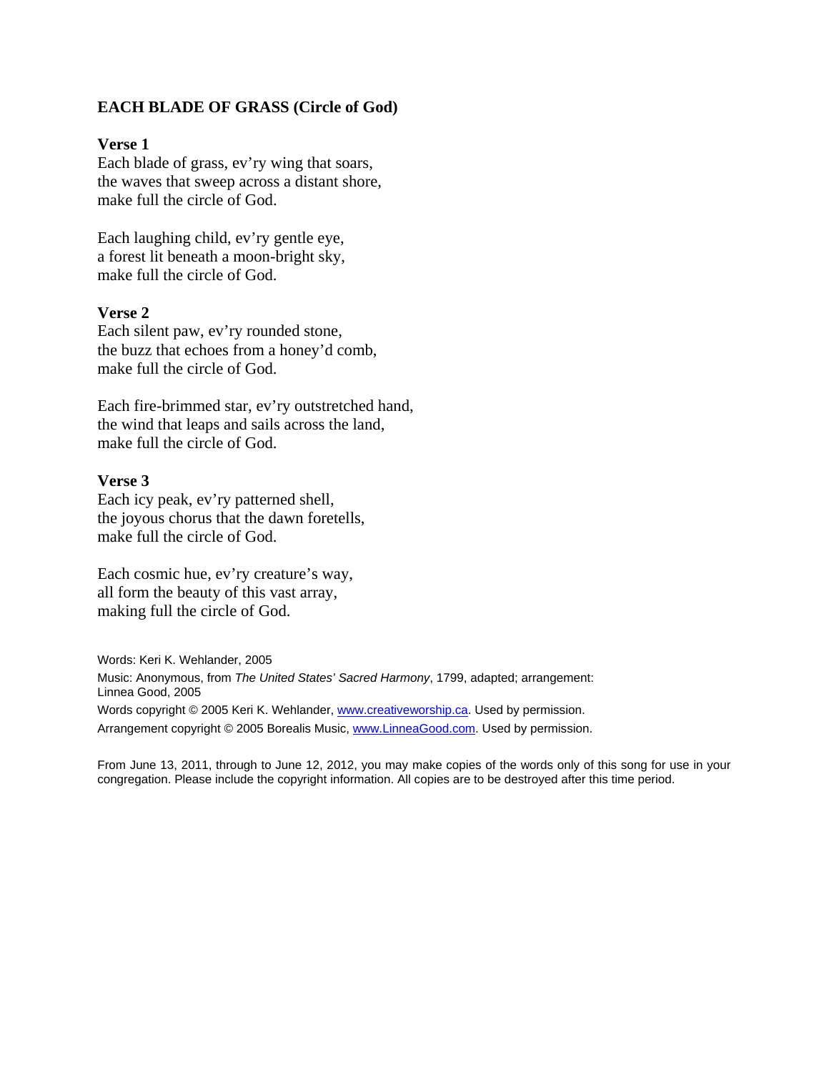### EACH BLADE OF GRASS (Circle of God)

**Verse 1**
Each blade of grass, ev'ry wing that soars,
the waves that sweep across a distant shore,
make full the circle of God.

Each laughing child, ev'ry gentle eye,
a forest lit beneath a moon-bright sky,
make full the circle of God.

**Verse 2**
Each silent paw, ev'ry rounded stone,
the buzz that echoes from a honey'd comb,
make full the circle of God.

Each fire-brimmed star, ev'ry outstretched hand,
the wind that leaps and sails across the land,
make full the circle of God.

**Verse 3**
Each icy peak, ev'ry patterned shell,
the joyous chorus that the dawn foretells,
make full the circle of God.

Each cosmic hue, ev'ry creature's way,
all form the beauty of this vast array,
making full the circle of God.

Words: Keri K. Wehlander, 2005
Music: Anonymous, from *The United States' Sacred Harmony*, 1799, adapted; arrangement: Linnea Good, 2005
Words copyright © 2005 Keri K. Wehlander, www.creativeworship.ca. Used by permission.
Arrangement copyright © 2005 Borealis Music, www.LinneaGood.com. Used by permission.

From June 13, 2011, through to June 12, 2012, you may make copies of the words only of this song for use in your congregation. Please include the copyright information. All copies are to be destroyed after this time period.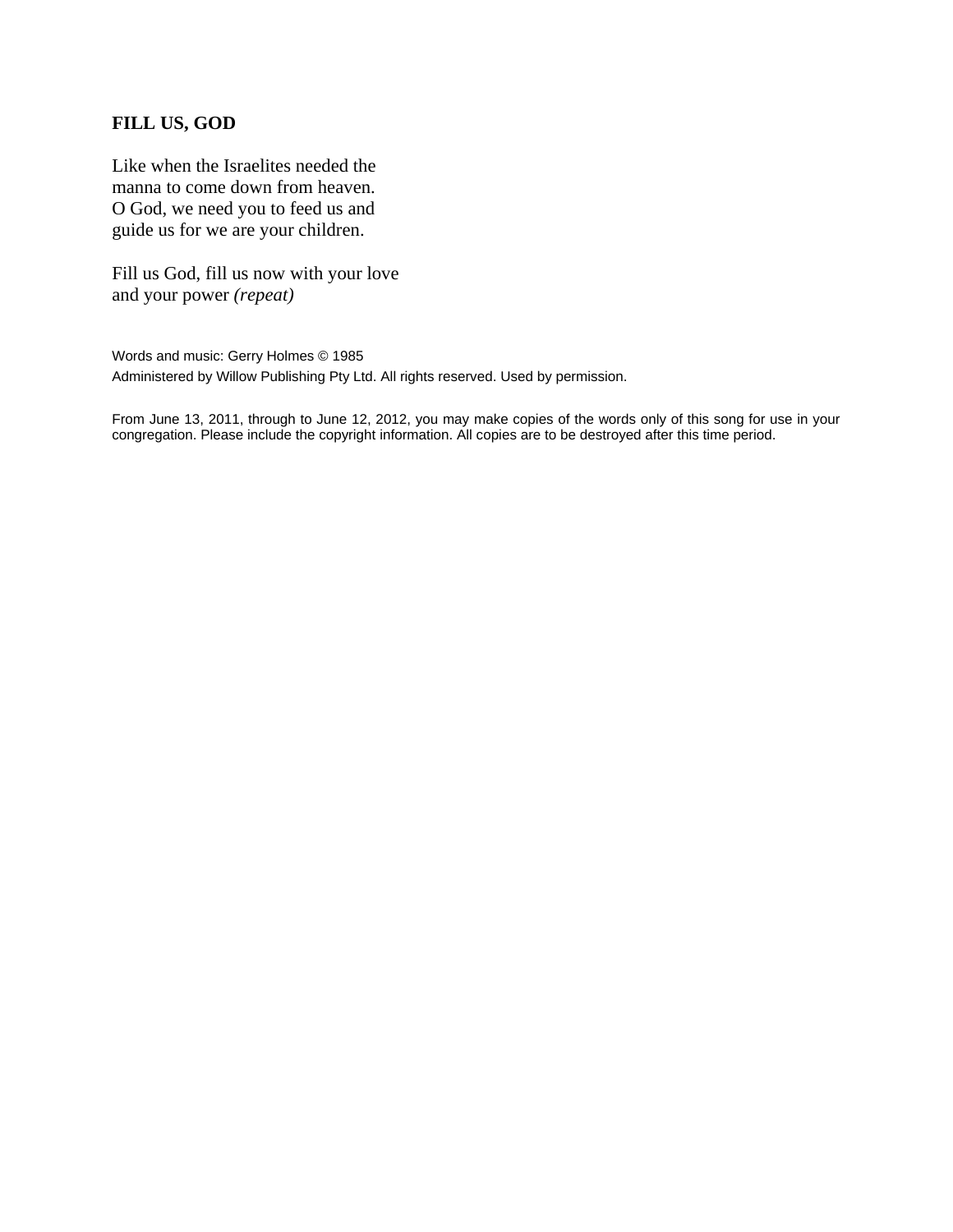**FILL US, GOD**

Like when the Israelites needed the
manna to come down from heaven.
O God, we need you to feed us and
guide us for we are your children.

Fill us God, fill us now with your love
and your power *(repeat)*

Words and music: Gerry Holmes © 1985
Administered by Willow Publishing Pty Ltd. All rights reserved. Used by permission.

From June 13, 2011, through to June 12, 2012, you may make copies of the words only of this song for use in your congregation. Please include the copyright information. All copies are to be destroyed after this time period.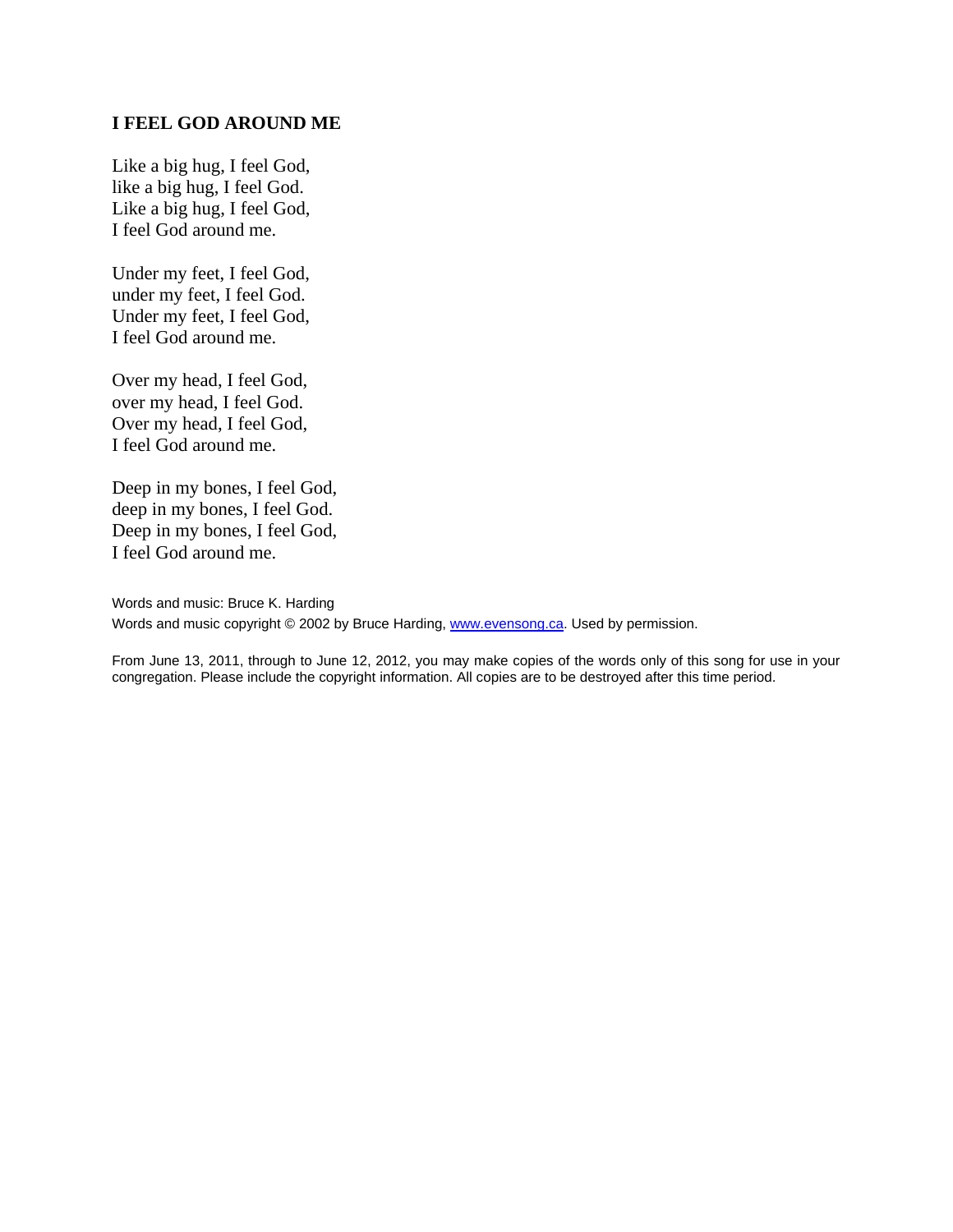### I FEEL GOD AROUND ME

Like a big hug, I feel God,
like a big hug, I feel God.
Like a big hug, I feel God,
I feel God around me.

Under my feet, I feel God,
under my feet, I feel God.
Under my feet, I feel God,
I feel God around me.

Over my head, I feel God,
over my head, I feel God.
Over my head, I feel God,
I feel God around me.

Deep in my bones, I feel God,
deep in my bones, I feel God.
Deep in my bones, I feel God,
I feel God around me.

Words and music: Bruce K. Harding
Words and music copyright © 2002 by Bruce Harding, [www.evensong.ca](http://www.evensong.ca). Used by permission.

From June 13, 2011, through to June 12, 2012, you may make copies of the words only of this song for use in your congregation. Please include the copyright information. All copies are to be destroyed after this time period.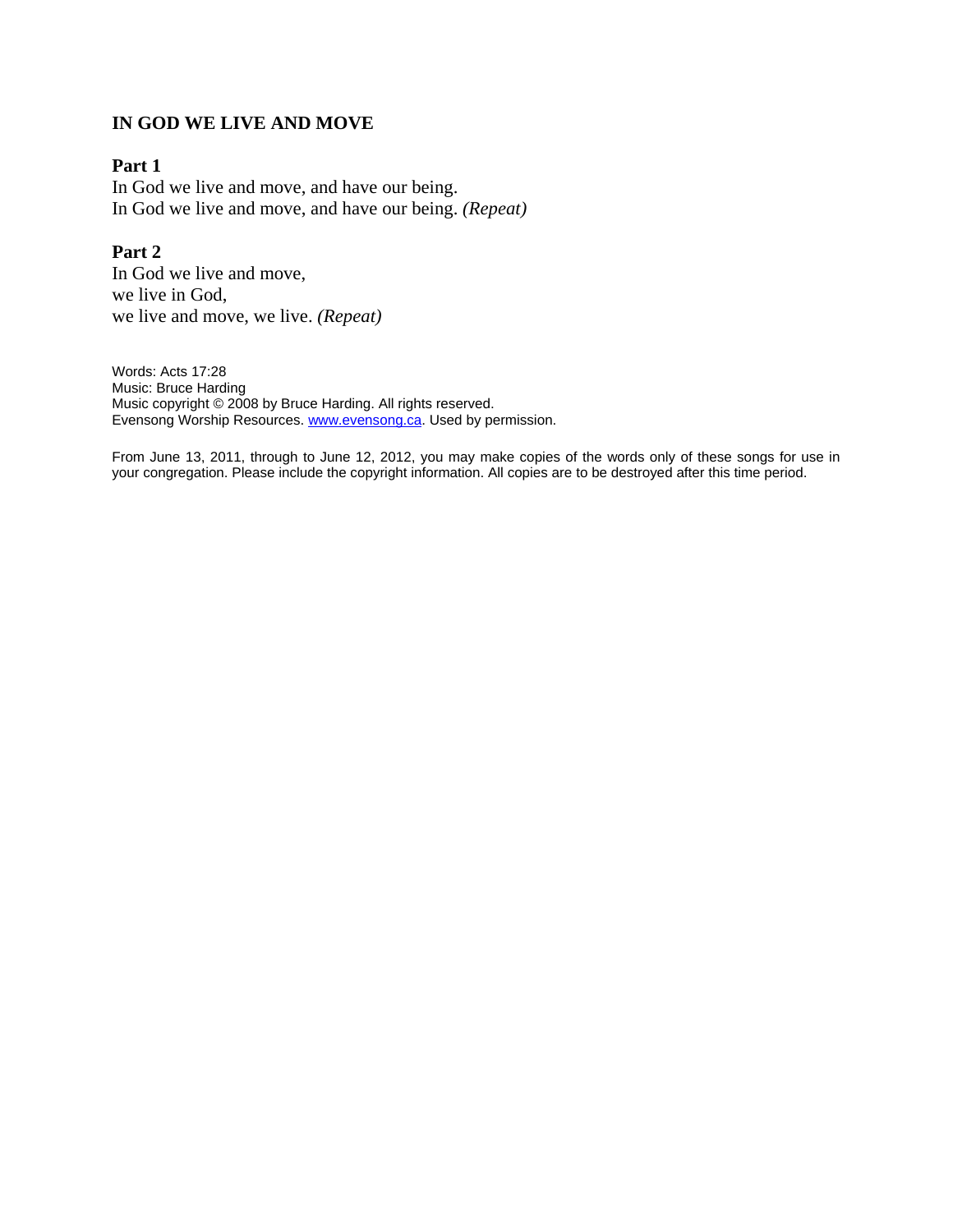## IN GOD WE LIVE AND MOVE

**Part 1**

In God we live and move, and have our being.
In God we live and move, and have our being. *(Repeat)*

**Part 2**

In God we live and move,
we live in God,
we live and move, we live. *(Repeat)*

Words: Acts 17:28
Music: Bruce Harding
Music copyright © 2008 by Bruce Harding. All rights reserved.
Evensong Worship Resources. [www.evensong.ca](http://www.evensong.ca). Used by permission.

From June 13, 2011, through to June 12, 2012, you may make copies of the words only of these songs for use in your congregation. Please include the copyright information. All copies are to be destroyed after this time period.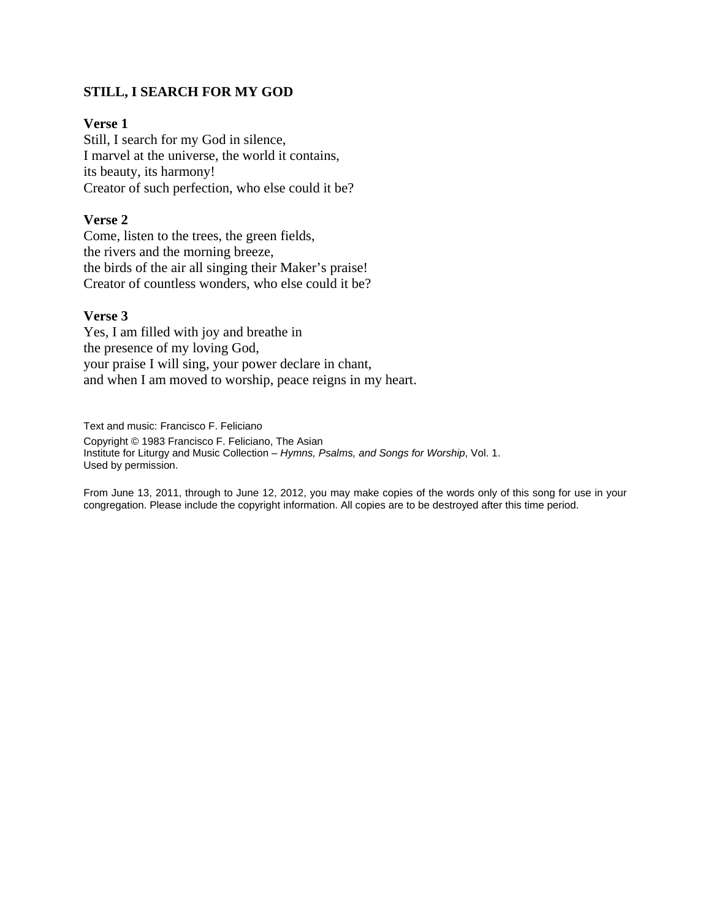**STILL, I SEARCH FOR MY GOD**

**Verse 1**
Still, I search for my God in silence,
I marvel at the universe, the world it contains,
its beauty, its harmony!
Creator of such perfection, who else could it be?

**Verse 2**
Come, listen to the trees, the green fields,
the rivers and the morning breeze,
the birds of the air all singing their Maker's praise!
Creator of countless wonders, who else could it be?

**Verse 3**
Yes, I am filled with joy and breathe in
the presence of my loving God,
your praise I will sing, your power declare in chant,
and when I am moved to worship, peace reigns in my heart.

Text and music: Francisco F. Feliciano

Copyright © 1983 Francisco F. Feliciano, The Asian
Institute for Liturgy and Music Collection – *Hymns, Psalms, and Songs for Worship*, Vol. 1.
Used by permission.

From June 13, 2011, through to June 12, 2012, you may make copies of the words only of this song for use in your congregation. Please include the copyright information. All copies are to be destroyed after this time period.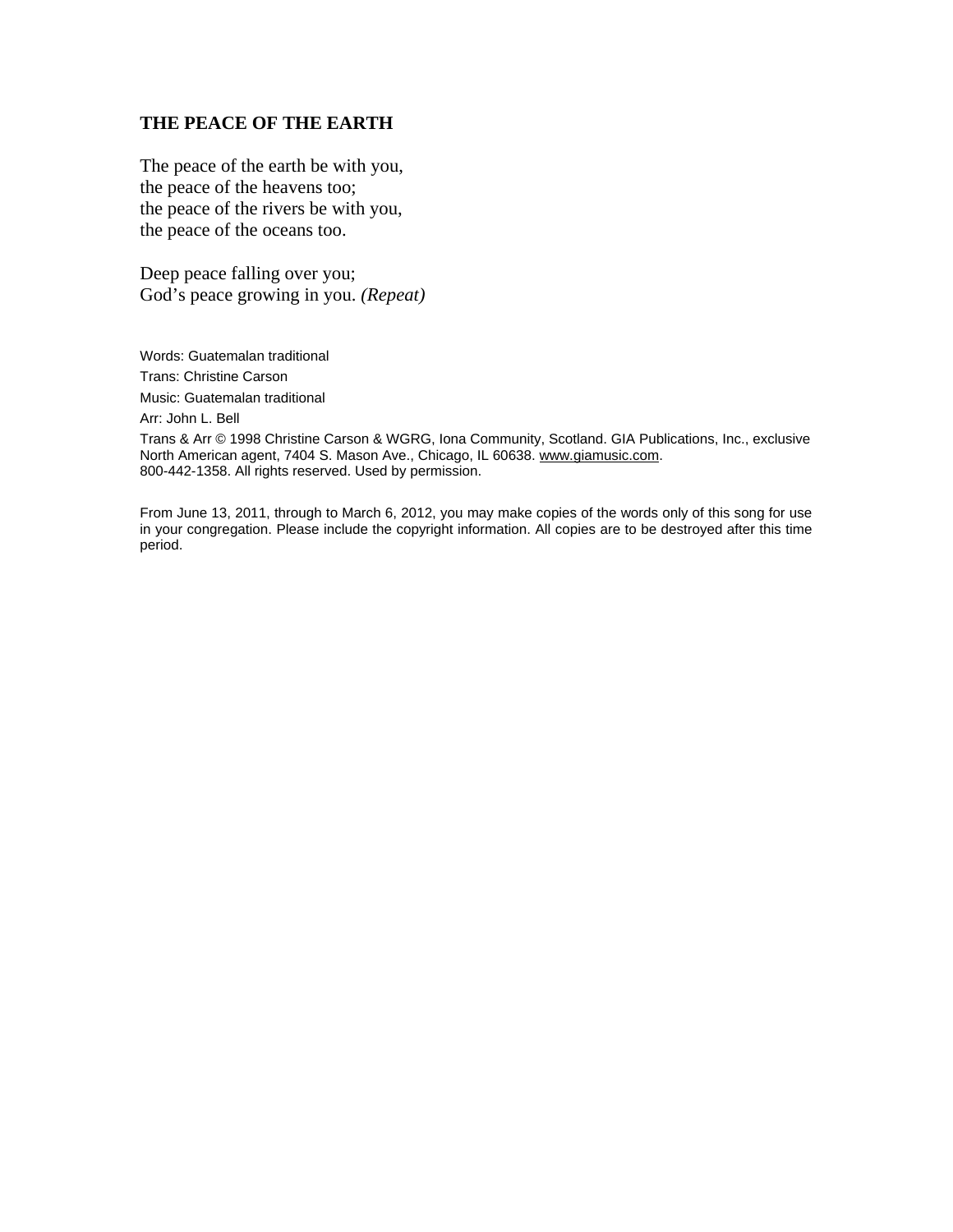## THE PEACE OF THE EARTH

The peace of the earth be with you,
the peace of the heavens too;
the peace of the rivers be with you,
the peace of the oceans too.

Deep peace falling over you;
God's peace growing in you. *(Repeat)*

Words: Guatemalan traditional

Trans: Christine Carson

Music: Guatemalan traditional

Arr: John L. Bell

Trans & Arr © 1998 Christine Carson & WGRG, Iona Community, Scotland. GIA Publications, Inc., exclusive North American agent, 7404 S. Mason Ave., Chicago, IL 60638. www.giamusic.com. 800-442-1358. All rights reserved. Used by permission.

From June 13, 2011, through to March 6, 2012, you may make copies of the words only of this song for use in your congregation. Please include the copyright information. All copies are to be destroyed after this time period.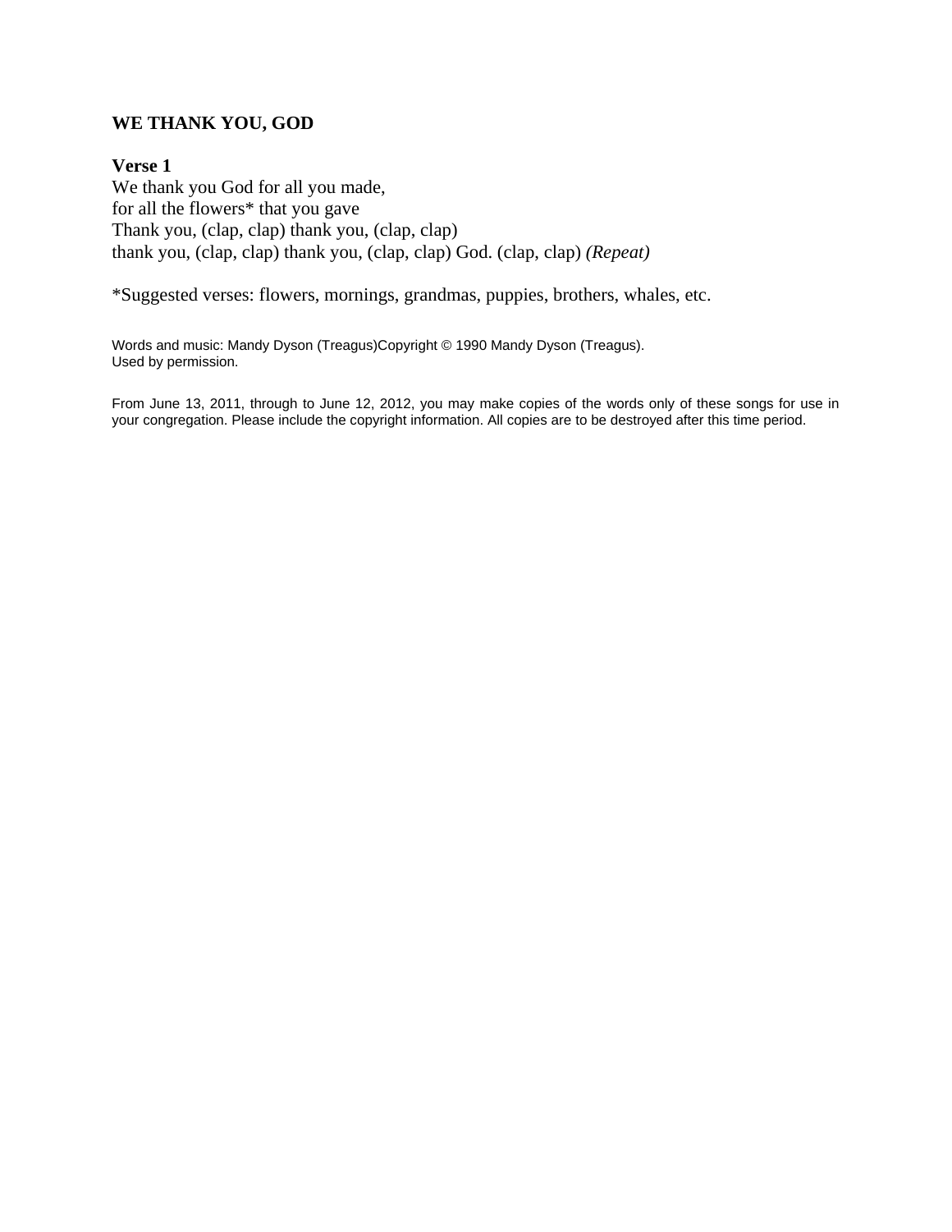**WE THANK YOU, GOD**

**Verse 1**

We thank you God for all you made,
for all the flowers* that you gave
Thank you, (clap, clap) thank you, (clap, clap)
thank you, (clap, clap) thank you, (clap, clap) God. (clap, clap) *(Repeat)*

*Suggested verses: flowers, mornings, grandmas, puppies, brothers, whales, etc.

Words and music: Mandy Dyson (Treagus)Copyright © 1990 Mandy Dyson (Treagus).
Used by permission.

From June 13, 2011, through to June 12, 2012, you may make copies of the words only of these songs for use in your congregation. Please include the copyright information. All copies are to be destroyed after this time period.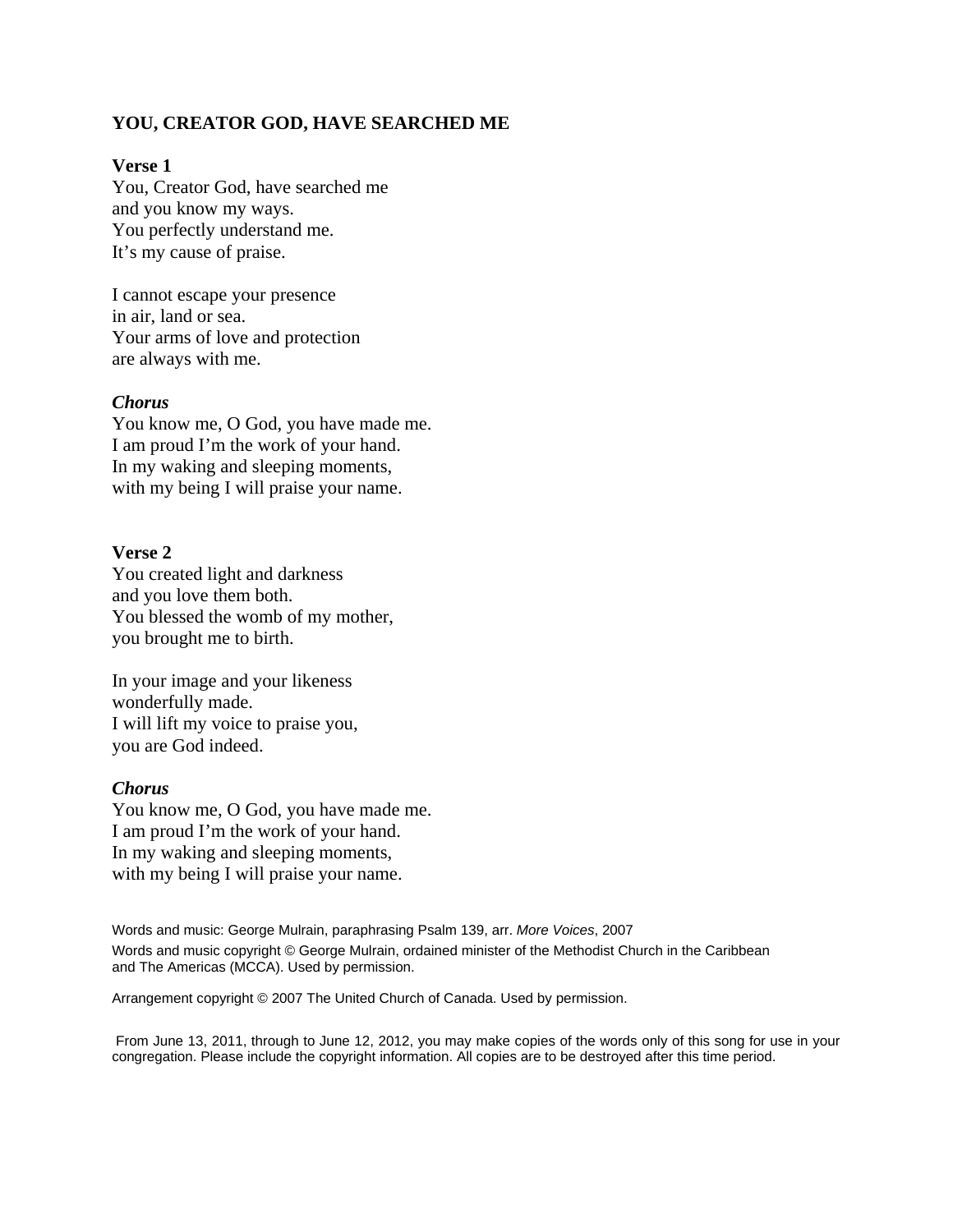**YOU, CREATOR GOD, HAVE SEARCHED ME**

**Verse 1**
You, Creator God, have searched me
and you know my ways.
You perfectly understand me.
It's my cause of praise.

I cannot escape your presence
in air, land or sea.
Your arms of love and protection
are always with me.

***Chorus***
You know me, O God, you have made me.
I am proud I'm the work of your hand.
In my waking and sleeping moments,
with my being I will praise your name.

**Verse 2**
You created light and darkness
and you love them both.
You blessed the womb of my mother,
you brought me to birth.

In your image and your likeness
wonderfully made.
I will lift my voice to praise you,
you are God indeed.

***Chorus***
You know me, O God, you have made me.
I am proud I'm the work of your hand.
In my waking and sleeping moments,
with my being I will praise your name.

Words and music: George Mulrain, paraphrasing Psalm 139, arr. *More Voices*, 2007
Words and music copyright © George Mulrain, ordained minister of the Methodist Church in the Caribbean and The Americas (MCCA). Used by permission.

Arrangement copyright © 2007 The United Church of Canada. Used by permission.

From June 13, 2011, through to June 12, 2012, you may make copies of the words only of this song for use in your congregation. Please include the copyright information. All copies are to be destroyed after this time period.